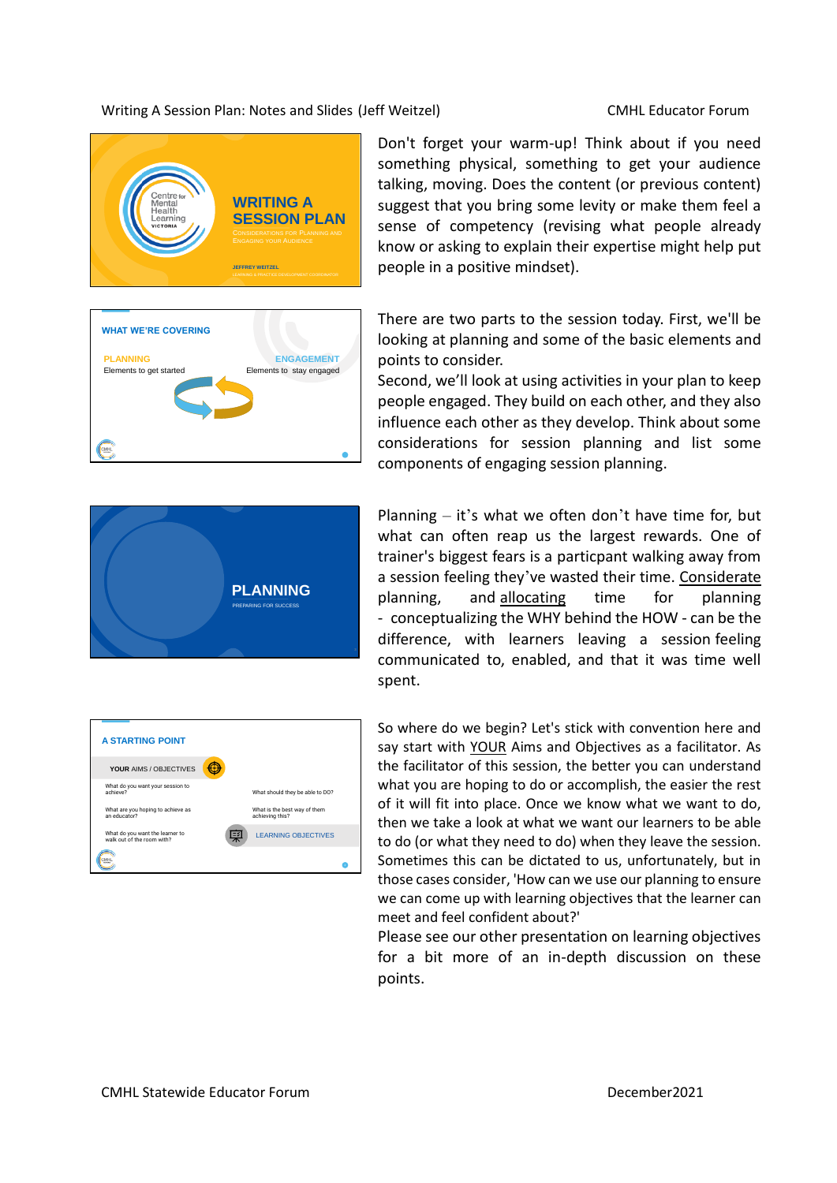**WRITING A SESSION PLAN**

CONSIDERATIONS FOR PLANNING AND ENGAGING YOUR AUDIENCE

JEFFREY WEITZEL

LEARNING & PRACTICE DEVELOPMENT COORDINATOR

Don't forget your warm-up! Think about if you need something physical, something to get your audience talking, moving. Does the content (or previous content) suggest that you bring some levity or make them feel a sense of competency (revising what people already know or asking to explain their expertise might help put people in a positive mindset).

**WHAT WE'RE COVERING**

PLANNING
Elements to get started

ENGAGEMENT
Elements to stay engaged

There are two parts to the session today. First, we'll be looking at planning and some of the basic elements and points to consider.
Second, we'll look at using activities in your plan to keep people engaged. They build on each other, and they also influence each other as they develop. Think about some considerations for session planning and list some components of engaging session planning.

**PLANNING**

PREPARING FOR SUCCESS

Planning – it's what we often don't have time for, but what can often reap us the largest rewards. One of trainer's biggest fears is a particpant walking away from a session feeling they've wasted their time. Considerate planning, and allocating time for planning - conceptualizing the WHY behind the HOW - can be the difference, with learners leaving a session feeling communicated to, enabled, and that it was time well spent.

**A STARTING POINT**

YOUR AIMS / OBJECTIVES

What do you want your session to achieve?

What are you hoping to achieve as an educator?

What do you want the learner to walk out of the room with?

What should they be able to DO?

What is the best way of them achieving this?

LEARNING OBJECTIVES

So where do we begin? Let's stick with convention here and say start with YOUR Aims and Objectives as a facilitator. As the facilitator of this session, the better you can understand what you are hoping to do or accomplish, the easier the rest of it will fit into place. Once we know what we want to do, then we take a look at what we want our learners to be able to do (or what they need to do) when they leave the session. Sometimes this can be dictated to us, unfortunately, but in those cases consider, 'How can we use our planning to ensure we can come up with learning objectives that the learner can meet and feel confident about?'
Please see our other presentation on learning objectives for a bit more of an in-depth discussion on these points.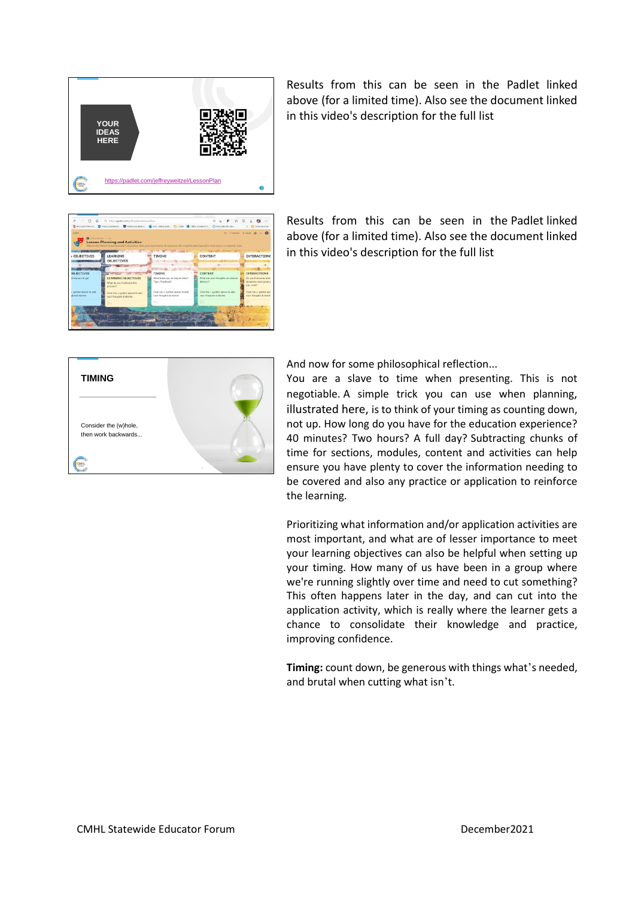Results from this can be seen in the Padlet linked above (for a limited time). Also see the document linked in this video's description for the full list

Results from this can be seen in the Padlet linked above (for a limited time). Also see the document linked in this video's description for the full list

And now for some philosophical reflection...
You are a slave to time when presenting. This is not negotiable. A simple trick you can use when planning, illustrated here, is to think of your timing as counting down, not up. How long do you have for the education experience? 40 minutes? Two hours? A full day? Subtracting chunks of time for sections, modules, content and activities can help ensure you have plenty to cover the information needing to be covered and also any practice or application to reinforce the learning.

Prioritizing what information and/or application activities are most important, and what are of lesser importance to meet your learning objectives can also be helpful when setting up your timing. How many of us have been in a group where we're running slightly over time and need to cut something? This often happens later in the day, and can cut into the application activity, which is really where the learner gets a chance to consolidate their knowledge and practice, improving confidence.

**Timing:** count down, be generous with things what's needed, and brutal when cutting what isn't.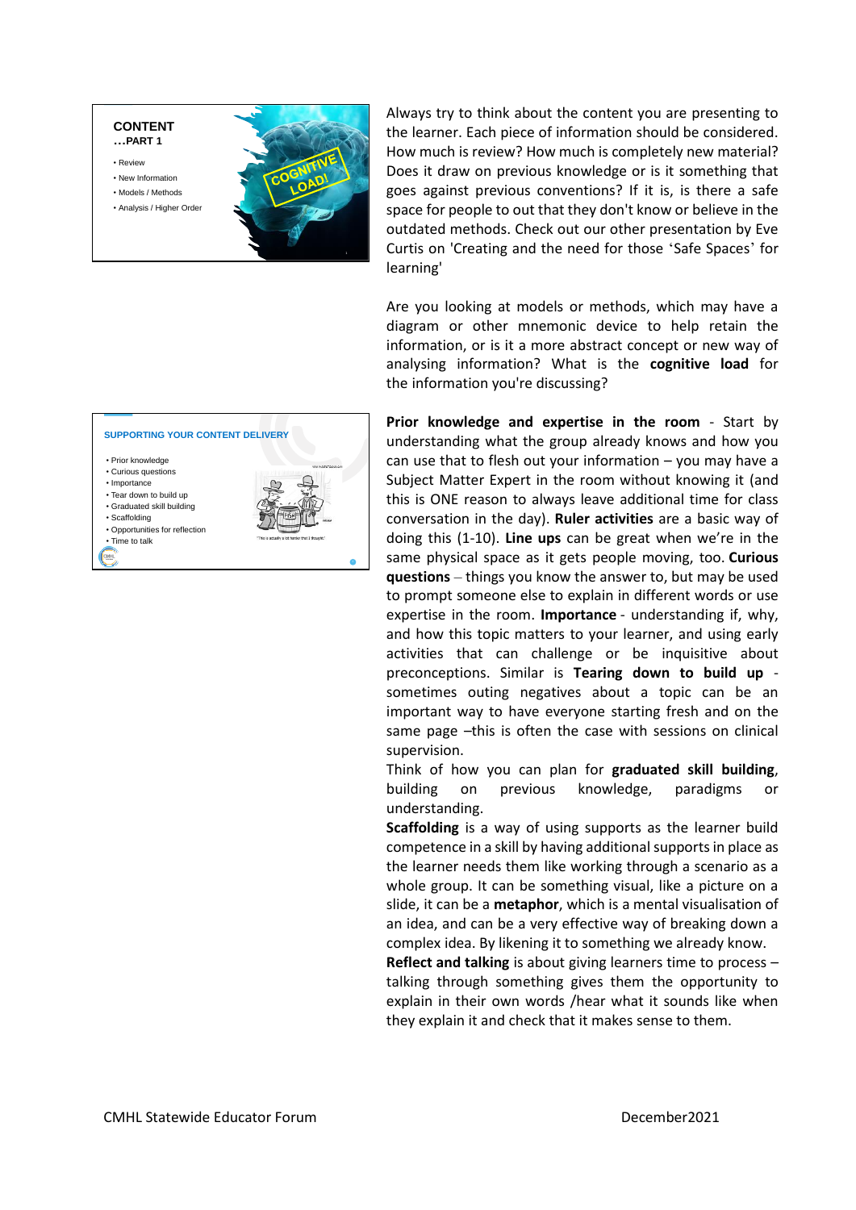CONTENT
…PART 1

- Review
- New Information
- Models / Methods
- Analysis / Higher Order

COGNITIVE LOAD!

Always try to think about the content you are presenting to the learner. Each piece of information should be considered. How much is review? How much is completely new material? Does it draw on previous knowledge or is it something that goes against previous conventions? If it is, is there a safe space for people to out that they don't know or believe in the outdated methods. Check out our other presentation by Eve Curtis on 'Creating and the need for those 'Safe Spaces' for learning'

Are you looking at models or methods, which may have a diagram or other mnemonic device to help retain the information, or is it a more abstract concept or new way of analysing information? What is the **cognitive load** for the information you're discussing?

SUPPORTING YOUR CONTENT DELIVERY

- Prior knowledge
- Curious questions
- Importance
- Tear down to build up
- Graduated skill building
- Scaffolding
- Opportunities for reflection
- Time to talk

"This is actually a lot harder that I thought!"

**Prior knowledge and expertise in the room** - Start by understanding what the group already knows and how you can use that to flesh out your information – you may have a Subject Matter Expert in the room without knowing it (and this is ONE reason to always leave additional time for class conversation in the day). **Ruler activities** are a basic way of doing this (1-10). **Line ups** can be great when we're in the same physical space as it gets people moving, too. **Curious questions** – things you know the answer to, but may be used to prompt someone else to explain in different words or use expertise in the room. **Importance** - understanding if, why, and how this topic matters to your learner, and using early activities that can challenge or be inquisitive about preconceptions. Similar is **Tearing down to build up** - sometimes outing negatives about a topic can be an important way to have everyone starting fresh and on the same page –this is often the case with sessions on clinical supervision.

Think of how you can plan for **graduated skill building**, building on previous knowledge, paradigms or understanding.

**Scaffolding** is a way of using supports as the learner build competence in a skill by having additional supports in place as the learner needs them like working through a scenario as a whole group. It can be something visual, like a picture on a slide, it can be a **metaphor**, which is a mental visualisation of an idea, and can be a very effective way of breaking down a complex idea. By likening it to something we already know.

**Reflect and talking** is about giving learners time to process – talking through something gives them the opportunity to explain in their own words /hear what it sounds like when they explain it and check that it makes sense to them.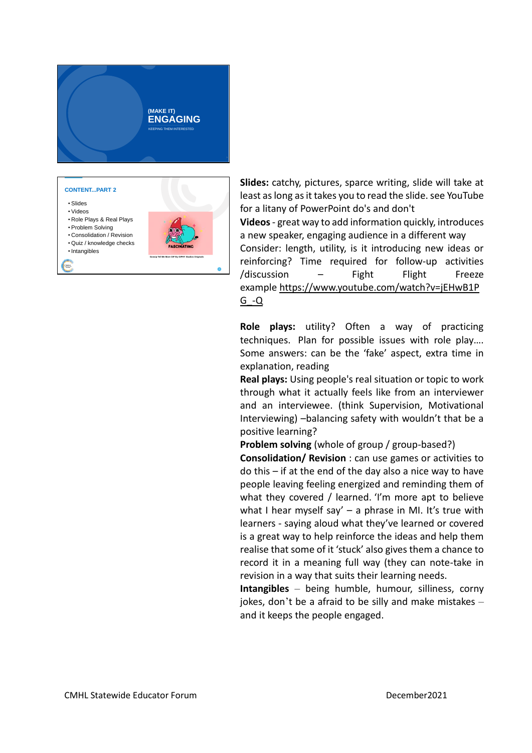(MAKE IT)

# ENGAGING

KEEPING THEM INTERESTED

CONTENT...PART 2

- Slides
- Videos
- Role Plays & Real Plays
- Problem Solving
- Consolidation / Revision
- Quiz / knowledge checks
- Intangibles

**Slides:** catchy, pictures, sparce writing, slide will take at least as long as it takes you to read the slide. see YouTube for a litany of PowerPoint do's and don't

**Videos** - great way to add information quickly, introduces a new speaker, engaging audience in a different way

Consider: length, utility, is it introducing new ideas or reinforcing? Time required for follow-up activities /discussion – Fight Flight Freeze example https://www.youtube.com/watch?v=jEHwB1PG_-Q

**Role plays:** utility? Often a way of practicing techniques. Plan for possible issues with role play…. Some answers: can be the 'fake' aspect, extra time in explanation, reading

**Real plays:** Using people's real situation or topic to work through what it actually feels like from an interviewer and an interviewee. (think Supervision, Motivational Interviewing) –balancing safety with wouldn't that be a positive learning?

**Problem solving** (whole of group / group-based?)

**Consolidation/ Revision** : can use games or activities to do this – if at the end of the day also a nice way to have people leaving feeling energized and reminding them of what they covered / learned. 'I'm more apt to believe what I hear myself say' – a phrase in MI. It's true with learners - saying aloud what they've learned or covered is a great way to help reinforce the ideas and help them realise that some of it 'stuck' also gives them a chance to record it in a meaning full way (they can note-take in revision in a way that suits their learning needs.

**Intangibles** – being humble, humour, silliness, corny jokes, don't be a afraid to be silly and make mistakes – and it keeps the people engaged.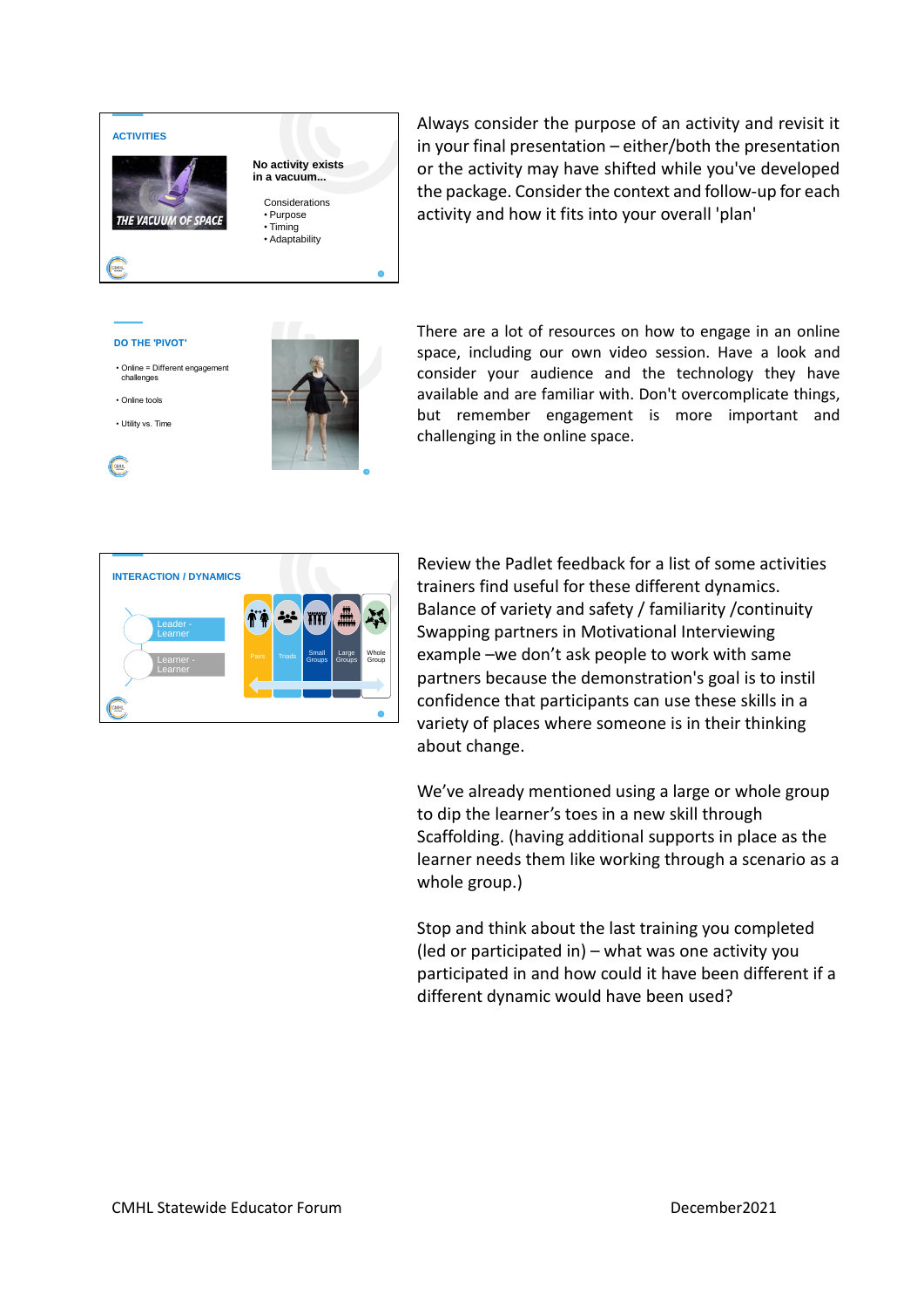ACTIVITIES

THE VACUUM OF SPACE

No activity exists in a vacuum...

Considerations
- Purpose
- Timing
- Adaptability

Always consider the purpose of an activity and revisit it in your final presentation – either/both the presentation or the activity may have shifted while you've developed the package. Consider the context and follow-up for each activity and how it fits into your overall 'plan'

DO THE 'PIVOT'

- Online = Different engagement challenges
- Online tools
- Utility vs. Time

There are a lot of resources on how to engage in an online space, including our own video session. Have a look and consider your audience and the technology they have available and are familiar with. Don't overcomplicate things, but remember engagement is more important and challenging in the online space.

INTERACTION / DYNAMICS

Leader - Learner

Learner - Learner

Pairs

Triads

Small Groups

Large Groups

Whole Group

Review the Padlet feedback for a list of some activities trainers find useful for these different dynamics.
Balance of variety and safety / familiarity /continuity
Swapping partners in Motivational Interviewing example –we don't ask people to work with same partners because the demonstration's goal is to instil confidence that participants can use these skills in a variety of places where someone is in their thinking about change.

We've already mentioned using a large or whole group to dip the learner's toes in a new skill through Scaffolding. (having additional supports in place as the learner needs them like working through a scenario as a whole group.)

Stop and think about the last training you completed (led or participated in) – what was one activity you participated in and how could it have been different if a different dynamic would have been used?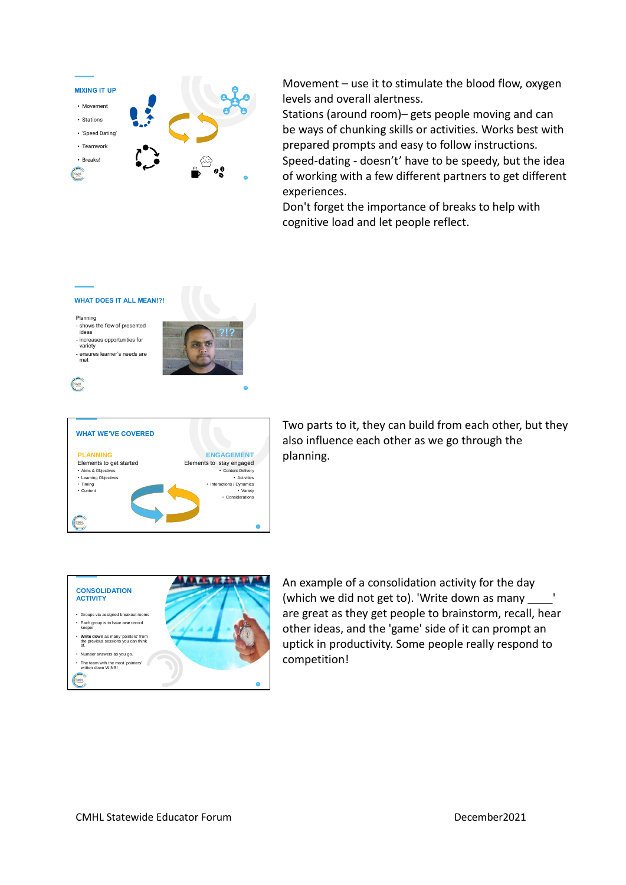## MIXING IT UP

- Movement
- Stations
- 'Speed Dating'
- Teamwork
- Breaks!

Movement – use it to stimulate the blood flow, oxygen levels and overall alertness.
Stations (around room)– gets people moving and can be ways of chunking skills or activities. Works best with prepared prompts and easy to follow instructions.
Speed-dating - doesn't' have to be speedy, but the idea of working with a few different partners to get different experiences.
Don't forget the importance of breaks to help with cognitive load and let people reflect.

## WHAT DOES IT ALL MEAN!?!

Planning
- shows the flow of presented ideas
- increases opportunities for variety
- ensures learner's needs are met

?!?

## WHAT WE'VE COVERED

**PLANNING**
Elements to get started
- Aims & Objectives
- Learning Objectives
- Timing
- Content

**ENGAGEMENT**
Elements to stay engaged
- Content Delivery
- Activities
- Interactions / Dynamics
- Variety
- Considerations

Two parts to it, they can build from each other, but they also influence each other as we go through the planning.

## CONSOLIDATION ACTIVITY

- Groups via assigned breakout rooms
- Each group is to have **one** record keeper
- **Write down** as many 'pointers' from the previous sessions you can think of.
- Number answers as you go.
- The team with the most 'pointers' written down WINS!

An example of a consolidation activity for the day (which we did not get to). 'Write down as many ____' are great as they get people to brainstorm, recall, hear other ideas, and the 'game' side of it can prompt an uptick in productivity. Some people really respond to competition!

CMHL Statewide Educator Forum December2021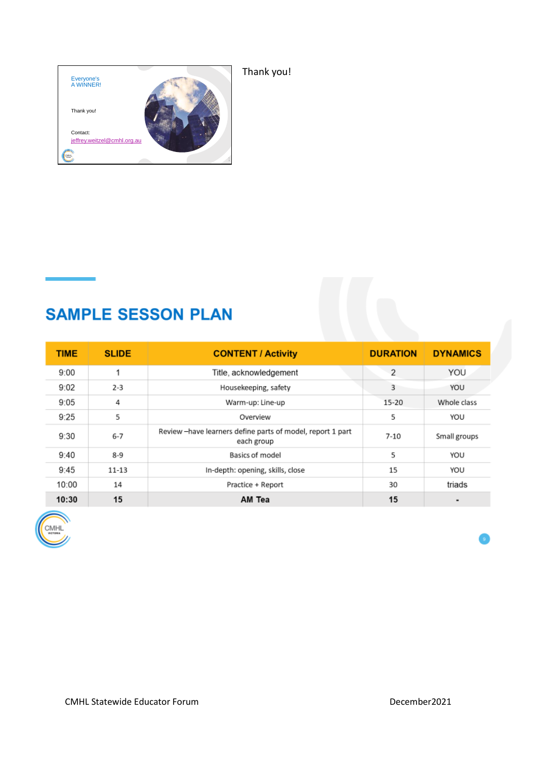Everyone's
A WINNER!

Thank you!

Contact:
jeffrey.weitzel@cmhl.org.au

Thank you!

## SAMPLE SESSON PLAN

| TIME | SLIDE | CONTENT / Activity | DURATION | DYNAMICS |
|---|---|---|---|---|
| 9:00 | 1 | Title, acknowledgement | 2 | YOU |
| 9:02 | 2-3 | Housekeeping, safety | 3 | YOU |
| 9:05 | 4 | Warm-up: Line-up | 15-20 | Whole class |
| 9:25 | 5 | Overview | 5 | YOU |
| 9:30 | 6-7 | Review –have learners define parts of model, report 1 part each group | 7-10 | Small groups |
| 9:40 | 8-9 | Basics of model | 5 | YOU |
| 9:45 | 11-13 | In-depth: opening, skills, close | 15 | YOU |
| 10:00 | 14 | Practice + Report | 30 | triads |
| **10:30** | **15** | **AM Tea** | **15** | **-** |

CMHL Statewide Educator Forum December2021